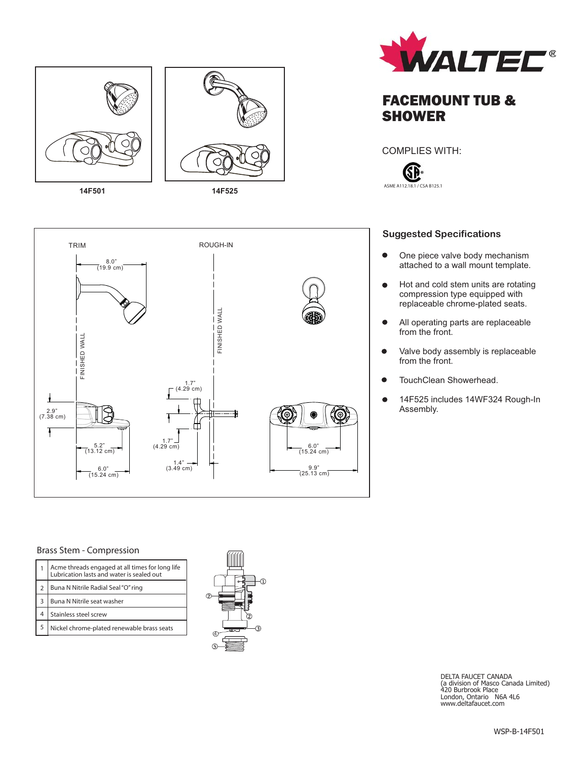WALTEC®

# FACEMOUNT TUB & SHOWER

14F501

14F525

COMPLIES WITH:

ASME A112.18.1 / CSA B125.1

TRIM

ROUGH-IN

FINISHED WALL

8.0" (19.9 cm)

2.9" (7.38 cm)

5.2" (13.12 cm)

6.0" (15.24 cm)

1.7" (4.29 cm)

1.7" (4.29 cm)

1.4" (3.49 cm)

6.0" (15.24 cm)

9.9" (25.13 cm)

## Suggested Specifications

- One piece valve body mechanism attached to a wall mount template.
- Hot and cold stem units are rotating compression type equipped with replaceable chrome-plated seats.
- All operating parts are replaceable from the front.
- Valve body assembly is replaceable from the front.
- TouchClean Showerhead.
- 14F525 includes 14WF324 Rough-In Assembly.

## Brass Stem - Compression

| | |
|---|---|
| 1 | Acme threads engaged at all times for long life Lubrication lasts and water is sealed out |
| 2 | Buna N Nitrile Radial Seal "O" ring |
| 3 | Buna N Nitrile seat washer |
| 4 | Stainless steel screw |
| 5 | Nickel chrome-plated renewable brass seats |

DELTA FAUCET CANADA
(a division of Masco Canada Limited)
420 Burbrook Place
London, Ontario N6A 4L6
www.deltafaucet.com

WSP-B-14F501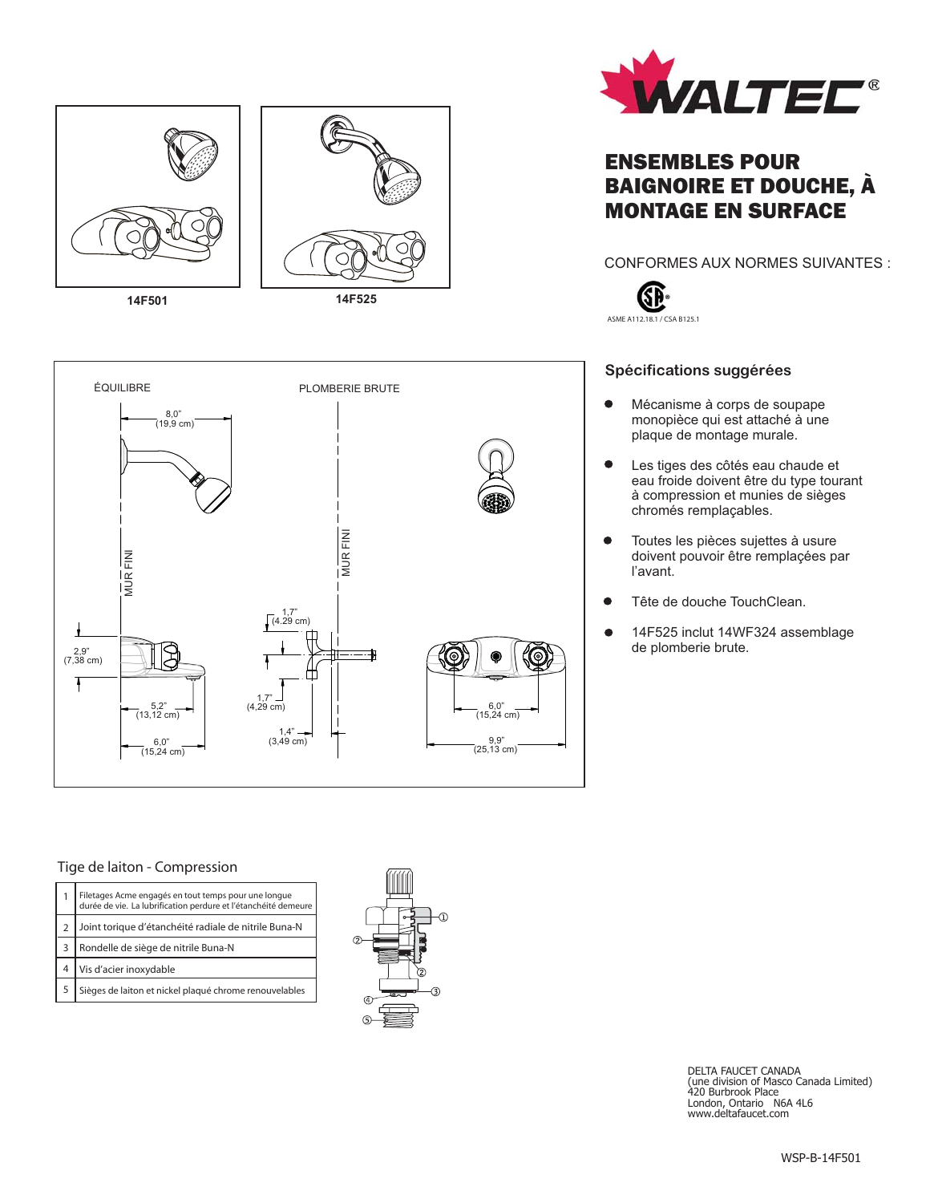14F501

14F525

WALTEC®

# ENSEMBLES POUR BAIGNOIRE ET DOUCHE, À MONTAGE EN SURFACE

CONFORMES AUX NORMES SUIVANTES :

ASME A112.18.1 / CSA B125.1

ÉQUILIBRE

PLOMBERIE BRUTE

8,0" (19,9 cm)

MUR FINI

MUR FINI

1,7" (4.29 cm)

2,9" (7,38 cm)

1,7" (4,29 cm)

5,2" (13,12 cm)

1,4" (3,49 cm)

6,0" (15,24 cm)

6,0" (15,24 cm)

9,9" (25,13 cm)

## Spécifications suggérées

- Mécanisme à corps de soupape monopièce qui est attaché à une plaque de montage murale.
- Les tiges des côtés eau chaude et eau froide doivent être du type tourant à compression et munies de sièges chromés remplaçables.
- Toutes les pièces sujettes à usure doivent pouvoir être remplacées par l'avant.
- Tête de douche TouchClean.
- 14F525 inclut 14WF324 assemblage de plomberie brute.

## Tige de laiton - Compression

| | |
|---|---|
| 1 | Filetages Acme engagés en tout temps pour une longue durée de vie. La lubrification perdure et l'étanchéité demeure |
| 2 | Joint torique d'étanchéité radiale de nitrile Buna-N |
| 3 | Rondelle de siège de nitrile Buna-N |
| 4 | Vis d'acier inoxydable |
| 5 | Sièges de laiton et nickel plaqué chrome renouvelables |

DELTA FAUCET CANADA
(une division of Masco Canada Limited)
420 Burbrook Place
London, Ontario N6A 4L6
www.deltafaucet.com

WSP-B-14F501